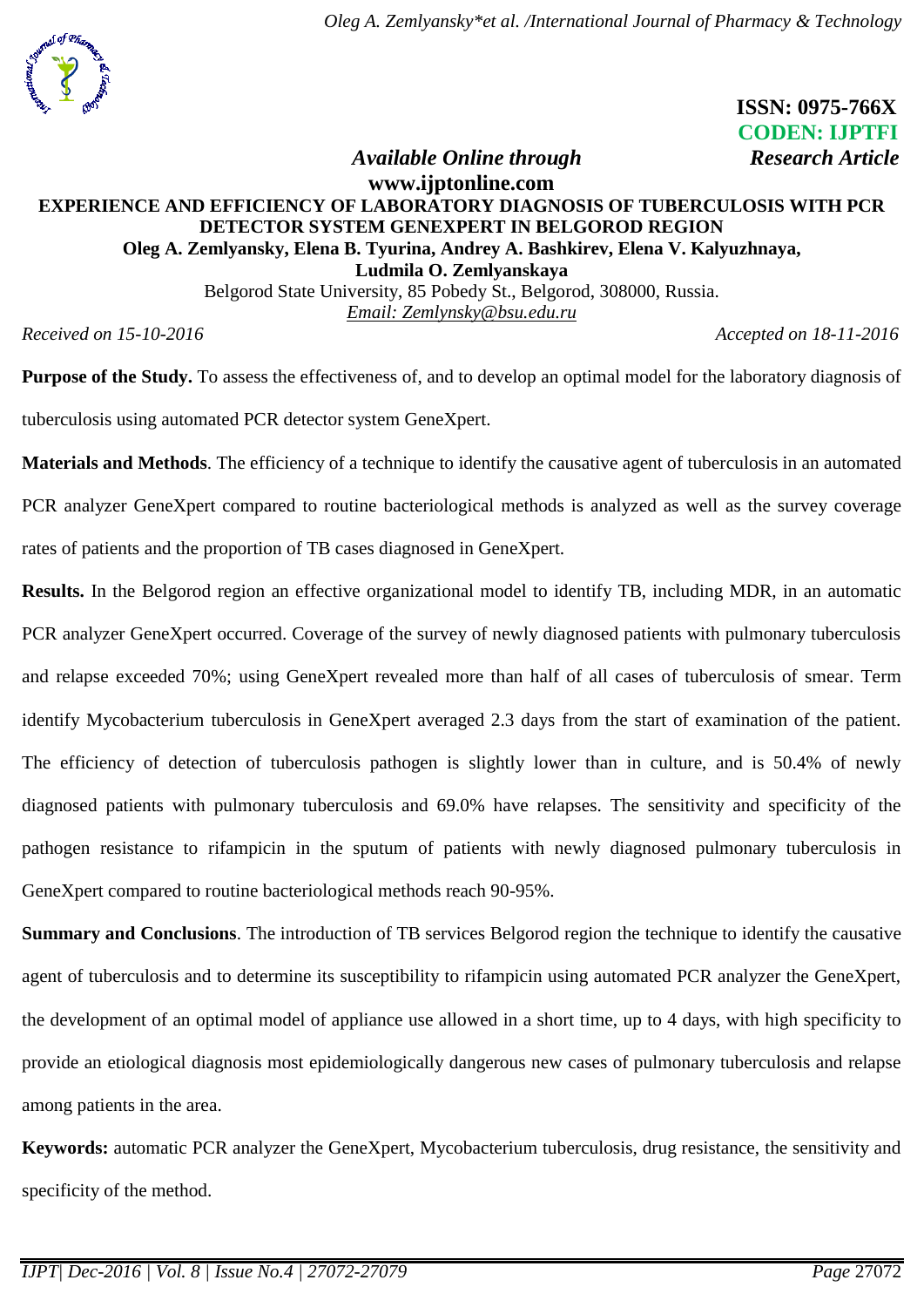ISSN: 0975-766X
CODEN: IJPTFI

*Available Online through* *Research Article*

**www.ijptonline.com**

# EXPERIENCE AND EFFICIENCY OF LABORATORY DIAGNOSIS OF TUBERCULOSIS WITH PCR DETECTOR SYSTEM GENEXPERT IN BELGOROD REGION

**Oleg A. Zemlyansky, Elena B. Tyurina, Andrey A. Bashkirev, Elena V. Kalyuzhnaya, Ludmila O. Zemlyanskaya**

Belgorod State University, 85 Pobedy St., Belgorod, 308000, Russia.

Email: Zemlynsky@bsu.edu.ru

*Received on 15-10-2016* *Accepted on 18-11-2016*

**Purpose of the Study.** To assess the effectiveness of, and to develop an optimal model for the laboratory diagnosis of tuberculosis using automated PCR detector system GeneXpert.

**Materials and Methods**. The efficiency of a technique to identify the causative agent of tuberculosis in an automated PCR analyzer GeneXpert compared to routine bacteriological methods is analyzed as well as the survey coverage rates of patients and the proportion of TB cases diagnosed in GeneXpert.

**Results.** In the Belgorod region an effective organizational model to identify TB, including MDR, in an automatic PCR analyzer GeneXpert occurred. Coverage of the survey of newly diagnosed patients with pulmonary tuberculosis and relapse exceeded 70%; using GeneXpert revealed more than half of all cases of tuberculosis of smear. Term identify Mycobacterium tuberculosis in GeneXpert averaged 2.3 days from the start of examination of the patient. The efficiency of detection of tuberculosis pathogen is slightly lower than in culture, and is 50.4% of newly diagnosed patients with pulmonary tuberculosis and 69.0% have relapses. The sensitivity and specificity of the pathogen resistance to rifampicin in the sputum of patients with newly diagnosed pulmonary tuberculosis in GeneXpert compared to routine bacteriological methods reach 90-95%.

**Summary and Conclusions**. The introduction of TB services Belgorod region the technique to identify the causative agent of tuberculosis and to determine its susceptibility to rifampicin using automated PCR analyzer the GeneXpert, the development of an optimal model of appliance use allowed in a short time, up to 4 days, with high specificity to provide an etiological diagnosis most epidemiologically dangerous new cases of pulmonary tuberculosis and relapse among patients in the area.

**Keywords:** automatic PCR analyzer the GeneXpert, Mycobacterium tuberculosis, drug resistance, the sensitivity and specificity of the method.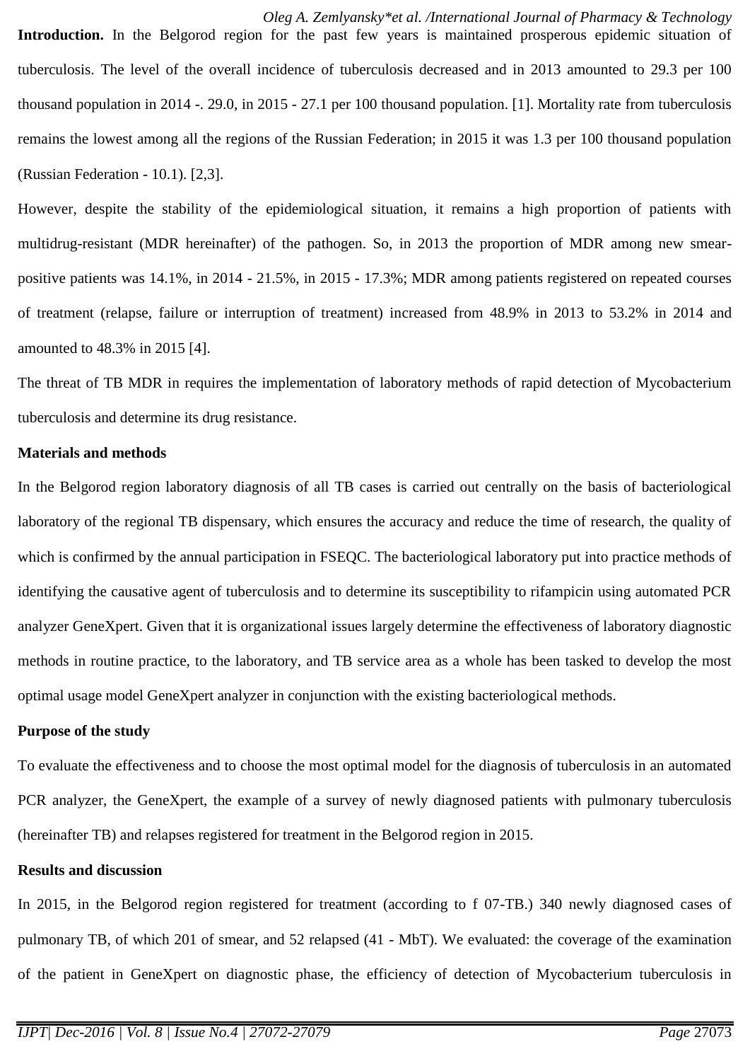**Introduction.** In the Belgorod region for the past few years is maintained prosperous epidemic situation of tuberculosis. The level of the overall incidence of tuberculosis decreased and in 2013 amounted to 29.3 per 100 thousand population in 2014 -. 29.0, in 2015 - 27.1 per 100 thousand population. [1]. Mortality rate from tuberculosis remains the lowest among all the regions of the Russian Federation; in 2015 it was 1.3 per 100 thousand population (Russian Federation - 10.1). [2,3].

However, despite the stability of the epidemiological situation, it remains a high proportion of patients with multidrug-resistant (MDR hereinafter) of the pathogen. So, in 2013 the proportion of MDR among new smear-positive patients was 14.1%, in 2014 - 21.5%, in 2015 - 17.3%; MDR among patients registered on repeated courses of treatment (relapse, failure or interruption of treatment) increased from 48.9% in 2013 to 53.2% in 2014 and amounted to 48.3% in 2015 [4].

The threat of TB MDR in requires the implementation of laboratory methods of rapid detection of Mycobacterium tuberculosis and determine its drug resistance.

**Materials and methods**

In the Belgorod region laboratory diagnosis of all TB cases is carried out centrally on the basis of bacteriological laboratory of the regional TB dispensary, which ensures the accuracy and reduce the time of research, the quality of which is confirmed by the annual participation in FSEQC. The bacteriological laboratory put into practice methods of identifying the causative agent of tuberculosis and to determine its susceptibility to rifampicin using automated PCR analyzer GeneXpert. Given that it is organizational issues largely determine the effectiveness of laboratory diagnostic methods in routine practice, to the laboratory, and TB service area as a whole has been tasked to develop the most optimal usage model GeneXpert analyzer in conjunction with the existing bacteriological methods.

**Purpose of the study**

To evaluate the effectiveness and to choose the most optimal model for the diagnosis of tuberculosis in an automated PCR analyzer, the GeneXpert, the example of a survey of newly diagnosed patients with pulmonary tuberculosis (hereinafter TB) and relapses registered for treatment in the Belgorod region in 2015.

**Results and discussion**

In 2015, in the Belgorod region registered for treatment (according to f 07-TB.) 340 newly diagnosed cases of pulmonary TB, of which 201 of smear, and 52 relapsed (41 - MbT). We evaluated: the coverage of the examination of the patient in GeneXpert on diagnostic phase, the efficiency of detection of Mycobacterium tuberculosis in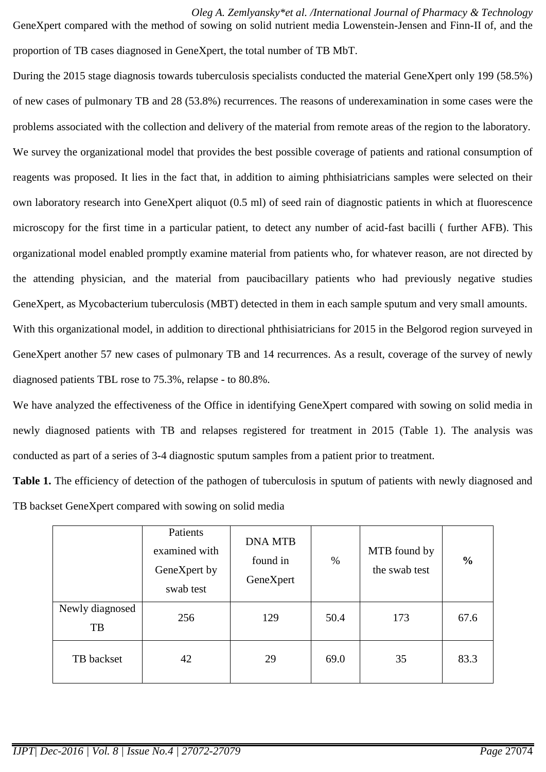GeneXpert compared with the method of sowing on solid nutrient media Lowenstein-Jensen and Finn-II of, and the proportion of TB cases diagnosed in GeneXpert, the total number of TB MbT.

During the 2015 stage diagnosis towards tuberculosis specialists conducted the material GeneXpert only 199 (58.5%) of new cases of pulmonary TB and 28 (53.8%) recurrences. The reasons of underexamination in some cases were the problems associated with the collection and delivery of the material from remote areas of the region to the laboratory.

We survey the organizational model that provides the best possible coverage of patients and rational consumption of reagents was proposed. It lies in the fact that, in addition to aiming phthisiatricians samples were selected on their own laboratory research into GeneXpert aliquot (0.5 ml) of seed rain of diagnostic patients in which at fluorescence microscopy for the first time in a particular patient, to detect any number of acid-fast bacilli ( further AFB). This organizational model enabled promptly examine material from patients who, for whatever reason, are not directed by the attending physician, and the material from paucibacillary patients who had previously negative studies GeneXpert, as Mycobacterium tuberculosis (MBT) detected in them in each sample sputum and very small amounts.

With this organizational model, in addition to directional phthisiatricians for 2015 in the Belgorod region surveyed in GeneXpert another 57 new cases of pulmonary TB and 14 recurrences. As a result, coverage of the survey of newly diagnosed patients TBL rose to 75.3%, relapse - to 80.8%.

We have analyzed the effectiveness of the Office in identifying GeneXpert compared with sowing on solid media in newly diagnosed patients with TB and relapses registered for treatment in 2015 (Table 1). The analysis was conducted as part of a series of 3-4 diagnostic sputum samples from a patient prior to treatment.

**Table 1.** The efficiency of detection of the pathogen of tuberculosis in sputum of patients with newly diagnosed and TB backset GeneXpert compared with sowing on solid media

| | Patients examined with GeneXpert by swab test | DNA MTB found in GeneXpert | % | MTB found by the swab test | **%** |
|---|---|---|---|---|---|
| Newly diagnosed TB | 256 | 129 | 50.4 | 173 | 67.6 |
| TB backset | 42 | 29 | 69.0 | 35 | 83.3 |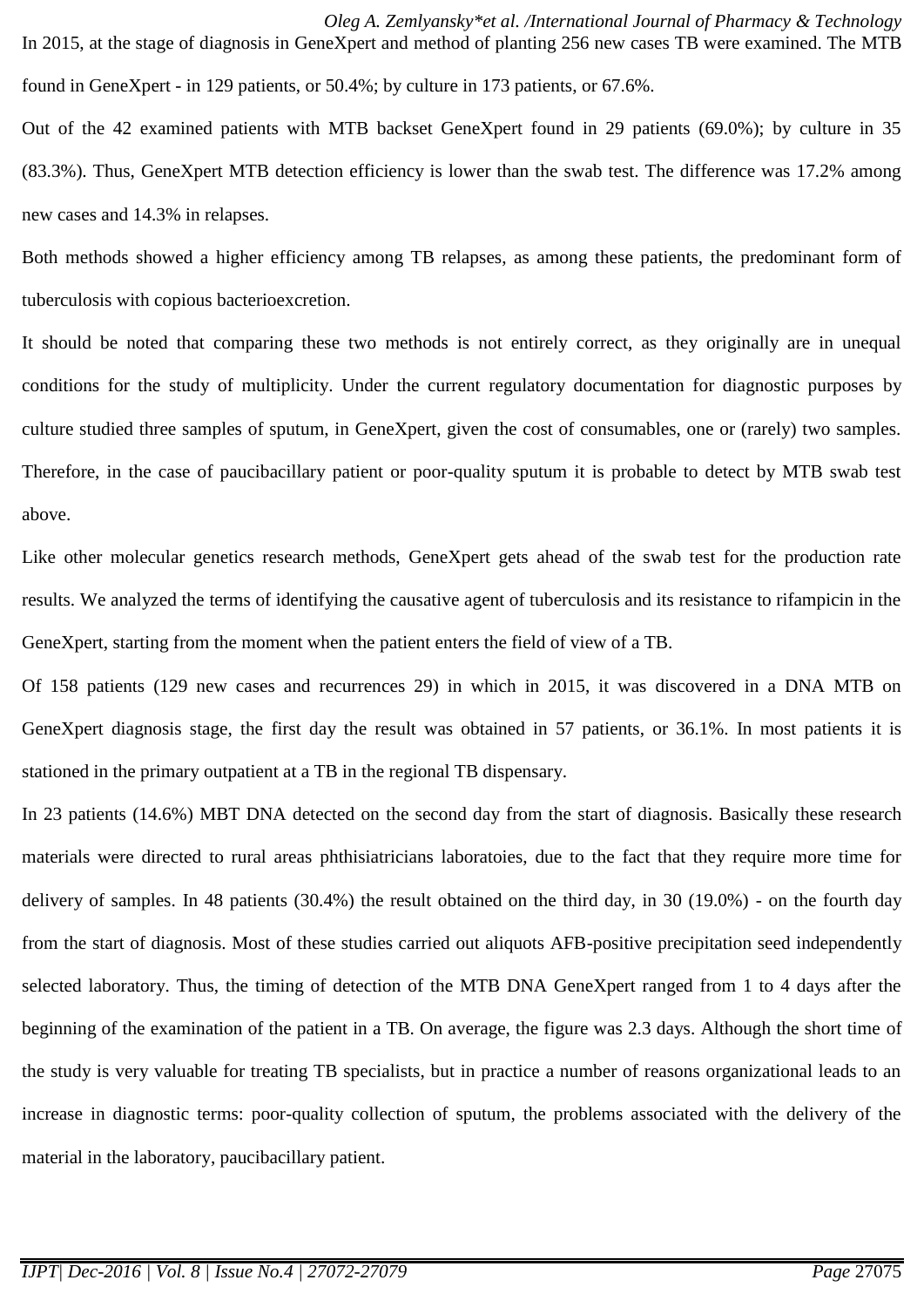In 2015, at the stage of diagnosis in GeneXpert and method of planting 256 new cases TB were examined. The MTB found in GeneXpert - in 129 patients, or 50.4%; by culture in 173 patients, or 67.6%.

Out of the 42 examined patients with MTB backset GeneXpert found in 29 patients (69.0%); by culture in 35 (83.3%). Thus, GeneXpert MTB detection efficiency is lower than the swab test. The difference was 17.2% among new cases and 14.3% in relapses.

Both methods showed a higher efficiency among TB relapses, as among these patients, the predominant form of tuberculosis with copious bacterioexcretion.

It should be noted that comparing these two methods is not entirely correct, as they originally are in unequal conditions for the study of multiplicity. Under the current regulatory documentation for diagnostic purposes by culture studied three samples of sputum, in GeneXpert, given the cost of consumables, one or (rarely) two samples. Therefore, in the case of paucibacillary patient or poor-quality sputum it is probable to detect by MTB swab test above.

Like other molecular genetics research methods, GeneXpert gets ahead of the swab test for the production rate results. We analyzed the terms of identifying the causative agent of tuberculosis and its resistance to rifampicin in the GeneXpert, starting from the moment when the patient enters the field of view of a TB.

Of 158 patients (129 new cases and recurrences 29) in which in 2015, it was discovered in a DNA MTB on GeneXpert diagnosis stage, the first day the result was obtained in 57 patients, or 36.1%. In most patients it is stationed in the primary outpatient at a TB in the regional TB dispensary.

In 23 patients (14.6%) MBT DNA detected on the second day from the start of diagnosis. Basically these research materials were directed to rural areas phthisiatricians laboratoies, due to the fact that they require more time for delivery of samples. In 48 patients (30.4%) the result obtained on the third day, in 30 (19.0%) - on the fourth day from the start of diagnosis. Most of these studies carried out aliquots AFB-positive precipitation seed independently selected laboratory. Thus, the timing of detection of the MTB DNA GeneXpert ranged from 1 to 4 days after the beginning of the examination of the patient in a TB. On average, the figure was 2.3 days. Although the short time of the study is very valuable for treating TB specialists, but in practice a number of reasons organizational leads to an increase in diagnostic terms: poor-quality collection of sputum, the problems associated with the delivery of the material in the laboratory, paucibacillary patient.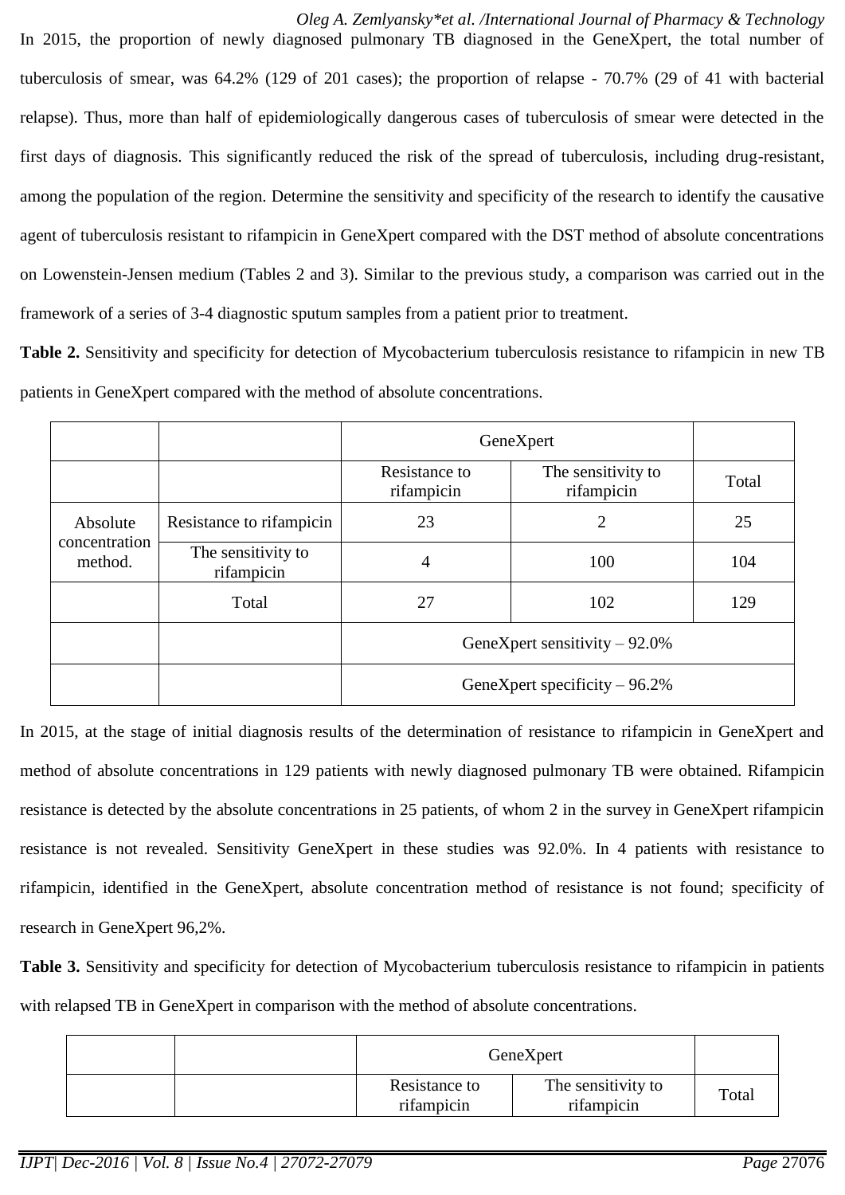In 2015, the proportion of newly diagnosed pulmonary TB diagnosed in the GeneXpert, the total number of tuberculosis of smear, was 64.2% (129 of 201 cases); the proportion of relapse - 70.7% (29 of 41 with bacterial relapse). Thus, more than half of epidemiologically dangerous cases of tuberculosis of smear were detected in the first days of diagnosis. This significantly reduced the risk of the spread of tuberculosis, including drug-resistant, among the population of the region. Determine the sensitivity and specificity of the research to identify the causative agent of tuberculosis resistant to rifampicin in GeneXpert compared with the DST method of absolute concentrations on Lowenstein-Jensen medium (Tables 2 and 3). Similar to the previous study, a comparison was carried out in the framework of a series of 3-4 diagnostic sputum samples from a patient prior to treatment.

**Table 2.** Sensitivity and specificity for detection of Mycobacterium tuberculosis resistance to rifampicin in new TB patients in GeneXpert compared with the method of absolute concentrations.

| | | GeneXpert | | |
|---|---|---|---|---|
| | | Resistance to rifampicin | The sensitivity to rifampicin | Total |
| Absolute concentration method. | Resistance to rifampicin | 23 | 2 | 25 |
| | The sensitivity to rifampicin | 4 | 100 | 104 |
| | Total | 27 | 102 | 129 |
| | | GeneXpert sensitivity – 92.0% | | |
| | | GeneXpert specificity – 96.2% | | |

In 2015, at the stage of initial diagnosis results of the determination of resistance to rifampicin in GeneXpert and method of absolute concentrations in 129 patients with newly diagnosed pulmonary TB were obtained. Rifampicin resistance is detected by the absolute concentrations in 25 patients, of whom 2 in the survey in GeneXpert rifampicin resistance is not revealed. Sensitivity GeneXpert in these studies was 92.0%. In 4 patients with resistance to rifampicin, identified in the GeneXpert, absolute concentration method of resistance is not found; specificity of research in GeneXpert 96,2%.

**Table 3.** Sensitivity and specificity for detection of Mycobacterium tuberculosis resistance to rifampicin in patients with relapsed TB in GeneXpert in comparison with the method of absolute concentrations.

| | | GeneXpert | | |
|---|---|---|---|---|
| | | Resistance to rifampicin | The sensitivity to rifampicin | Total |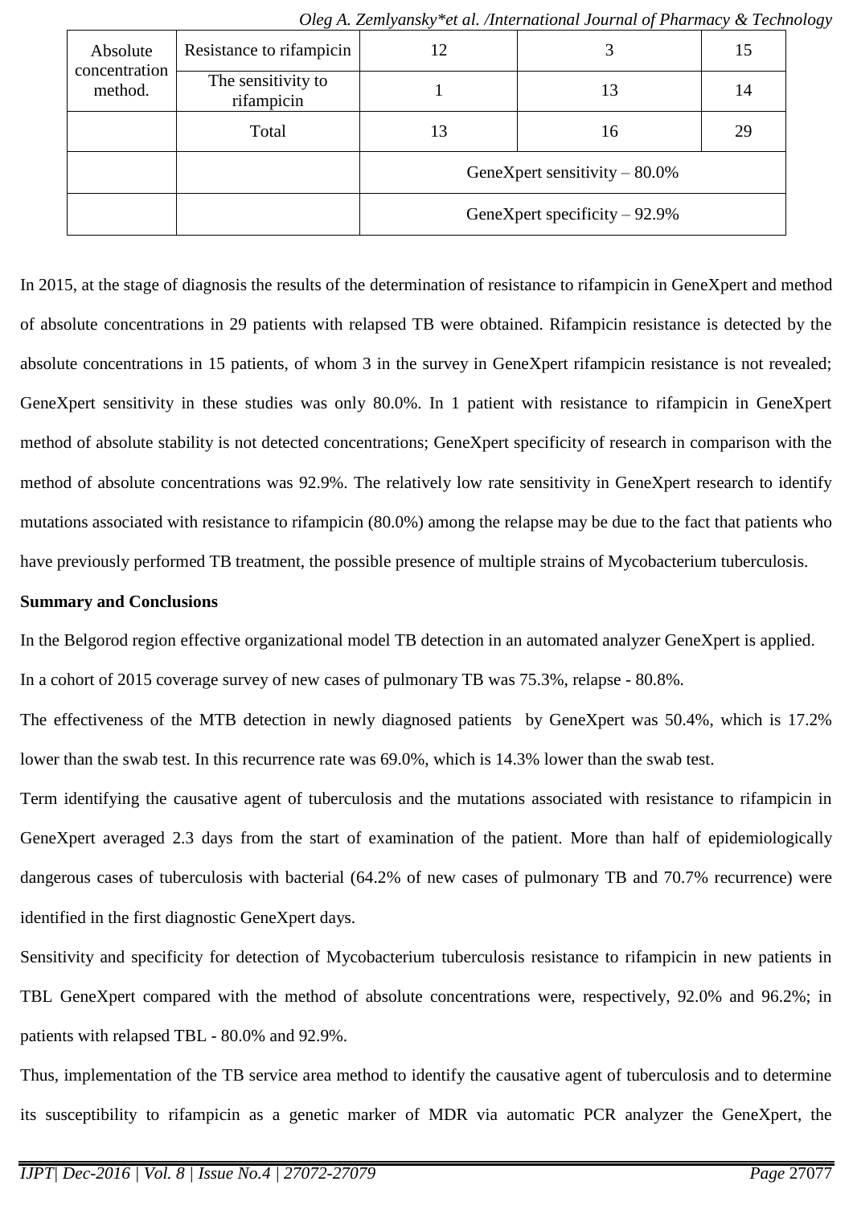| Absolute concentration method. | Resistance to rifampicin | 12 | 3 | 15 |
|---|---|---|---|---|
| | The sensitivity to rifampicin | 1 | 13 | 14 |
| | Total | 13 | 16 | 29 |
| | | GeneXpert sensitivity – 80.0% | | |
| | | GeneXpert specificity – 92.9% | | |

In 2015, at the stage of diagnosis the results of the determination of resistance to rifampicin in GeneXpert and method of absolute concentrations in 29 patients with relapsed TB were obtained. Rifampicin resistance is detected by the absolute concentrations in 15 patients, of whom 3 in the survey in GeneXpert rifampicin resistance is not revealed; GeneXpert sensitivity in these studies was only 80.0%. In 1 patient with resistance to rifampicin in GeneXpert method of absolute stability is not detected concentrations; GeneXpert specificity of research in comparison with the method of absolute concentrations was 92.9%. The relatively low rate sensitivity in GeneXpert research to identify mutations associated with resistance to rifampicin (80.0%) among the relapse may be due to the fact that patients who have previously performed TB treatment, the possible presence of multiple strains of Mycobacterium tuberculosis.

**Summary and Conclusions**

In the Belgorod region effective organizational model TB detection in an automated analyzer GeneXpert is applied.

In a cohort of 2015 coverage survey of new cases of pulmonary TB was 75.3%, relapse - 80.8%.

The effectiveness of the MTB detection in newly diagnosed patients by GeneXpert was 50.4%, which is 17.2% lower than the swab test. In this recurrence rate was 69.0%, which is 14.3% lower than the swab test.

Term identifying the causative agent of tuberculosis and the mutations associated with resistance to rifampicin in GeneXpert averaged 2.3 days from the start of examination of the patient. More than half of epidemiologically dangerous cases of tuberculosis with bacterial (64.2% of new cases of pulmonary TB and 70.7% recurrence) were identified in the first diagnostic GeneXpert days.

Sensitivity and specificity for detection of Mycobacterium tuberculosis resistance to rifampicin in new patients in TBL GeneXpert compared with the method of absolute concentrations were, respectively, 92.0% and 96.2%; in patients with relapsed TBL - 80.0% and 92.9%.

Thus, implementation of the TB service area method to identify the causative agent of tuberculosis and to determine its susceptibility to rifampicin as a genetic marker of MDR via automatic PCR analyzer the GeneXpert, the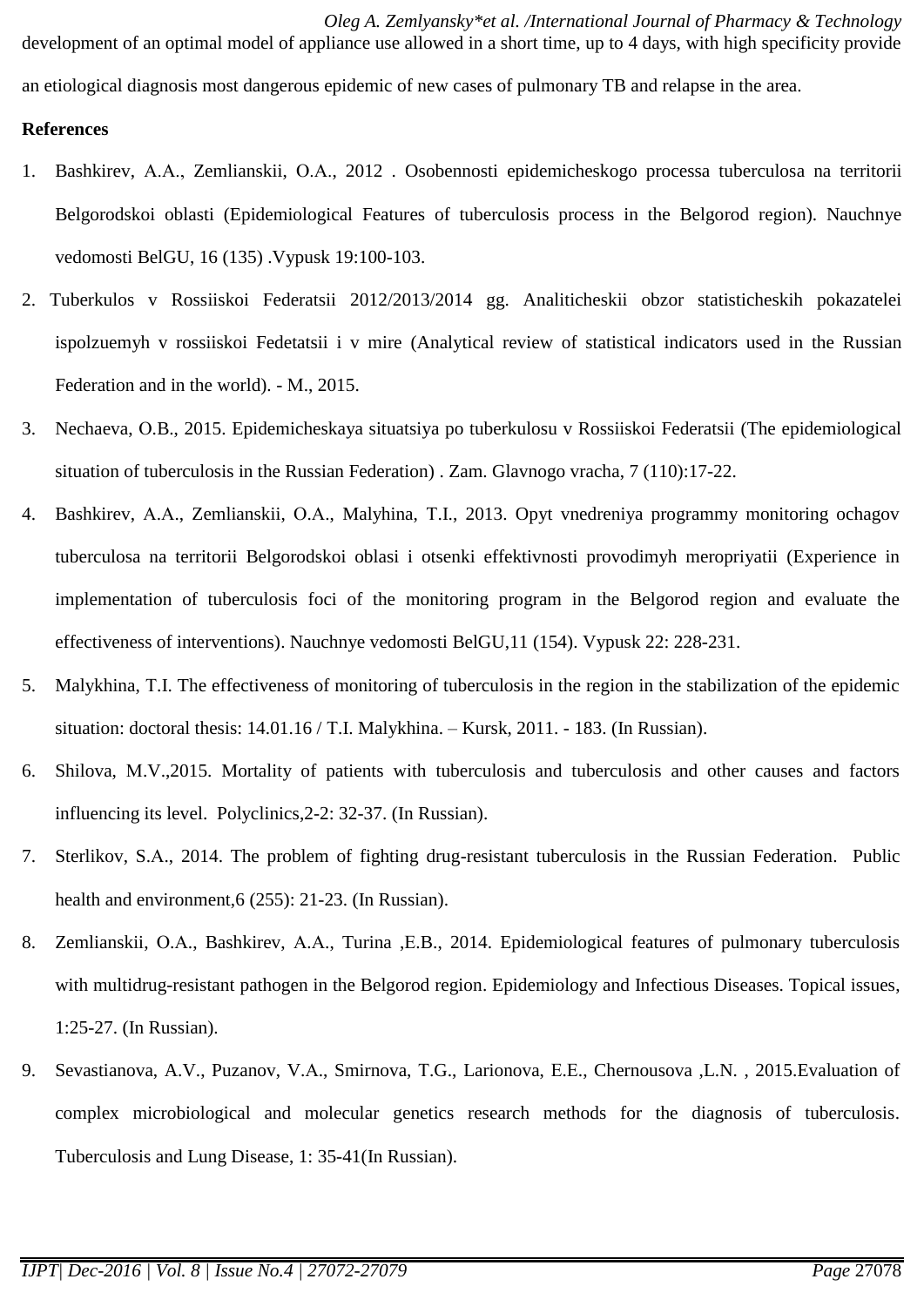development of an optimal model of appliance use allowed in a short time, up to 4 days, with high specificity provide an etiological diagnosis most dangerous epidemic of new cases of pulmonary TB and relapse in the area.

**References**

1. Bashkirev, A.A., Zemlianskii, O.A., 2012 . Osobennosti epidemicheskogo processa tuberculosa na territorii Belgorodskoi oblasti (Epidemiological Features of tuberculosis process in the Belgorod region). Nauchnye vedomosti BelGU, 16 (135) .Vypusk 19:100-103.
2. Tuberkulos v Rossiiskoi Federatsii 2012/2013/2014 gg. Analiticheskii obzor statisticheskih pokazatelei ispolzuemyh v rossiiskoi Fedetatsii i v mire (Analytical review of statistical indicators used in the Russian Federation and in the world). - M., 2015.
3. Nechaeva, O.B., 2015. Epidemicheskaya situatsiya po tuberkulosu v Rossiiskoi Federatsii (The epidemiological situation of tuberculosis in the Russian Federation) . Zam. Glavnogo vracha, 7 (110):17-22.
4. Bashkirev, A.A., Zemlianskii, O.A., Malyhina, T.I., 2013. Opyt vnedreniya programmy monitoring ochagov tuberculosa na territorii Belgorodskoi oblasi i otsenki effektivnosti provodimyh meropriyatii (Experience in implementation of tuberculosis foci of the monitoring program in the Belgorod region and evaluate the effectiveness of interventions). Nauchnye vedomosti BelGU,11 (154). Vypusk 22: 228-231.
5. Malykhina, T.I. The effectiveness of monitoring of tuberculosis in the region in the stabilization of the epidemic situation: doctoral thesis: 14.01.16 / T.I. Malykhina. – Kursk, 2011. - 183. (In Russian).
6. Shilova, M.V.,2015. Mortality of patients with tuberculosis and tuberculosis and other causes and factors influencing its level. Polyclinics,2-2: 32-37. (In Russian).
7. Sterlikov, S.A., 2014. The problem of fighting drug-resistant tuberculosis in the Russian Federation. Public health and environment,6 (255): 21-23. (In Russian).
8. Zemlianskii, O.A., Bashkirev, A.A., Turina ,E.B., 2014. Epidemiological features of pulmonary tuberculosis with multidrug-resistant pathogen in the Belgorod region. Epidemiology and Infectious Diseases. Topical issues, 1:25-27. (In Russian).
9. Sevastianova, A.V., Puzanov, V.A., Smirnova, T.G., Larionova, E.E., Chernousova ,L.N. , 2015.Evaluation of complex microbiological and molecular genetics research methods for the diagnosis of tuberculosis. Tuberculosis and Lung Disease, 1: 35-41(In Russian).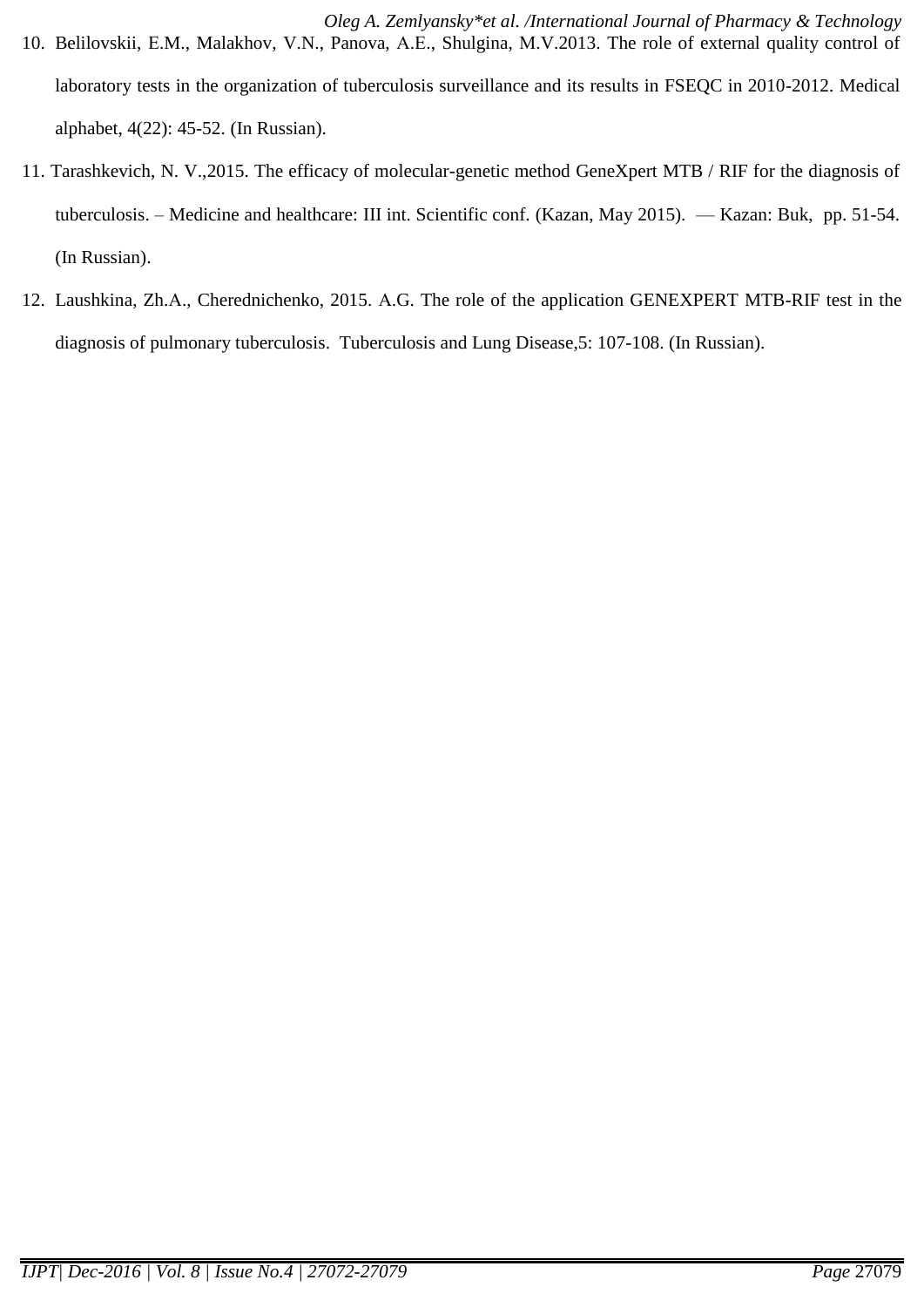10. Belilovskii, E.M., Malakhov, V.N., Panova, A.E., Shulgina, M.V.2013. The role of external quality control of laboratory tests in the organization of tuberculosis surveillance and its results in FSEQC in 2010-2012. Medical alphabet, 4(22): 45-52. (In Russian).
11. Tarashkevich, N. V.,2015. The efficacy of molecular-genetic method GeneXpert MTB / RIF for the diagnosis of tuberculosis. – Medicine and healthcare: III int. Scientific conf. (Kazan, May 2015). — Kazan: Buk, pp. 51-54. (In Russian).
12. Laushkina, Zh.A., Cherednichenko, 2015. A.G. The role of the application GENEXPERT MTB-RIF test in the diagnosis of pulmonary tuberculosis. Tuberculosis and Lung Disease,5: 107-108. (In Russian).